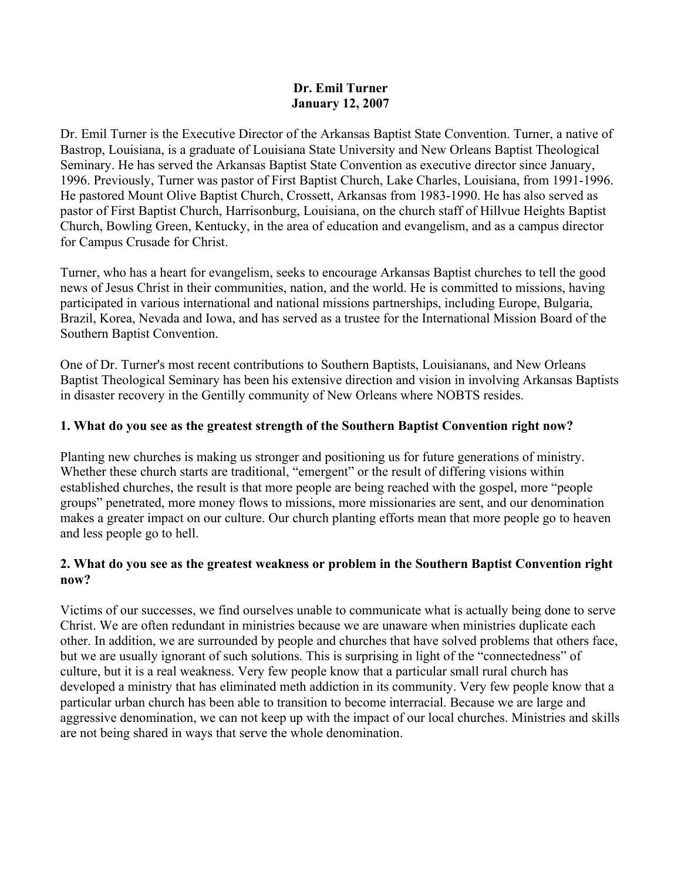**Dr. Emil Turner**
**January 12, 2007**

Dr. Emil Turner is the Executive Director of the Arkansas Baptist State Convention. Turner, a native of Bastrop, Louisiana, is a graduate of Louisiana State University and New Orleans Baptist Theological Seminary. He has served the Arkansas Baptist State Convention as executive director since January, 1996. Previously, Turner was pastor of First Baptist Church, Lake Charles, Louisiana, from 1991-1996. He pastored Mount Olive Baptist Church, Crossett, Arkansas from 1983-1990. He has also served as pastor of First Baptist Church, Harrisonburg, Louisiana, on the church staff of Hillvue Heights Baptist Church, Bowling Green, Kentucky, in the area of education and evangelism, and as a campus director for Campus Crusade for Christ.

Turner, who has a heart for evangelism, seeks to encourage Arkansas Baptist churches to tell the good news of Jesus Christ in their communities, nation, and the world. He is committed to missions, having participated in various international and national missions partnerships, including Europe, Bulgaria, Brazil, Korea, Nevada and Iowa, and has served as a trustee for the International Mission Board of the Southern Baptist Convention.

One of Dr. Turner's most recent contributions to Southern Baptists, Louisianans, and New Orleans Baptist Theological Seminary has been his extensive direction and vision in involving Arkansas Baptists in disaster recovery in the Gentilly community of New Orleans where NOBTS resides.

**1. What do you see as the greatest strength of the Southern Baptist Convention right now?**

Planting new churches is making us stronger and positioning us for future generations of ministry. Whether these church starts are traditional, "emergent" or the result of differing visions within established churches, the result is that more people are being reached with the gospel, more "people groups" penetrated, more money flows to missions, more missionaries are sent, and our denomination makes a greater impact on our culture. Our church planting efforts mean that more people go to heaven and less people go to hell.

**2. What do you see as the greatest weakness or problem in the Southern Baptist Convention right now?**

Victims of our successes, we find ourselves unable to communicate what is actually being done to serve Christ. We are often redundant in ministries because we are unaware when ministries duplicate each other. In addition, we are surrounded by people and churches that have solved problems that others face, but we are usually ignorant of such solutions. This is surprising in light of the "connectedness" of culture, but it is a real weakness. Very few people know that a particular small rural church has developed a ministry that has eliminated meth addiction in its community. Very few people know that a particular urban church has been able to transition to become interracial. Because we are large and aggressive denomination, we can not keep up with the impact of our local churches. Ministries and skills are not being shared in ways that serve the whole denomination.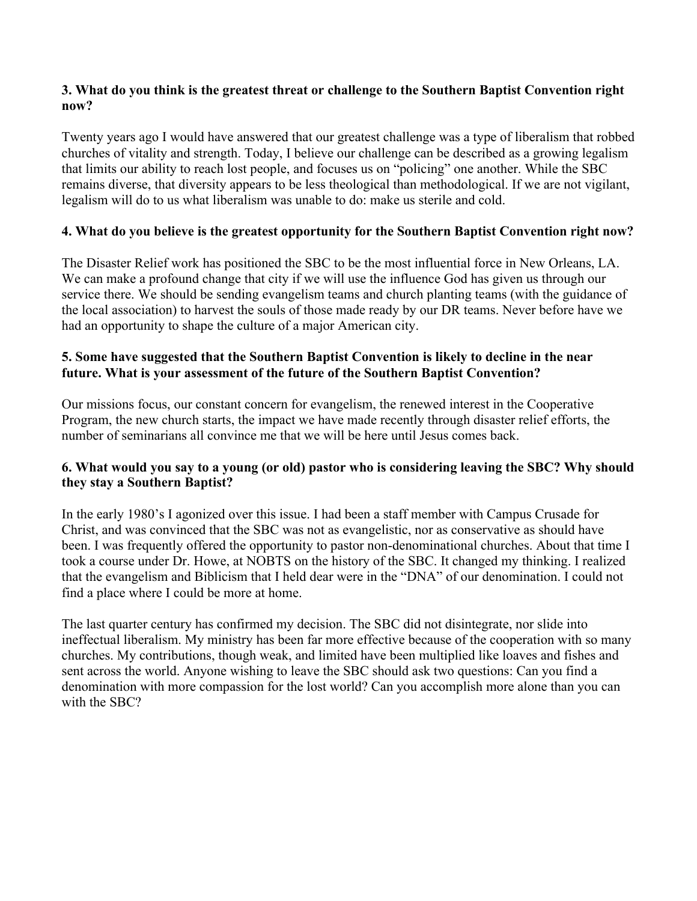**3. What do you think is the greatest threat or challenge to the Southern Baptist Convention right now?**

Twenty years ago I would have answered that our greatest challenge was a type of liberalism that robbed churches of vitality and strength. Today, I believe our challenge can be described as a growing legalism that limits our ability to reach lost people, and focuses us on "policing" one another. While the SBC remains diverse, that diversity appears to be less theological than methodological. If we are not vigilant, legalism will do to us what liberalism was unable to do: make us sterile and cold.

**4. What do you believe is the greatest opportunity for the Southern Baptist Convention right now?**

The Disaster Relief work has positioned the SBC to be the most influential force in New Orleans, LA. We can make a profound change that city if we will use the influence God has given us through our service there. We should be sending evangelism teams and church planting teams (with the guidance of the local association) to harvest the souls of those made ready by our DR teams. Never before have we had an opportunity to shape the culture of a major American city.

**5. Some have suggested that the Southern Baptist Convention is likely to decline in the near future. What is your assessment of the future of the Southern Baptist Convention?**

Our missions focus, our constant concern for evangelism, the renewed interest in the Cooperative Program, the new church starts, the impact we have made recently through disaster relief efforts, the number of seminarians all convince me that we will be here until Jesus comes back.

**6. What would you say to a young (or old) pastor who is considering leaving the SBC? Why should they stay a Southern Baptist?**

In the early 1980's I agonized over this issue. I had been a staff member with Campus Crusade for Christ, and was convinced that the SBC was not as evangelistic, nor as conservative as should have been. I was frequently offered the opportunity to pastor non-denominational churches. About that time I took a course under Dr. Howe, at NOBTS on the history of the SBC. It changed my thinking. I realized that the evangelism and Biblicism that I held dear were in the "DNA" of our denomination. I could not find a place where I could be more at home.

The last quarter century has confirmed my decision. The SBC did not disintegrate, nor slide into ineffectual liberalism. My ministry has been far more effective because of the cooperation with so many churches. My contributions, though weak, and limited have been multiplied like loaves and fishes and sent across the world. Anyone wishing to leave the SBC should ask two questions: Can you find a denomination with more compassion for the lost world? Can you accomplish more alone than you can with the SBC?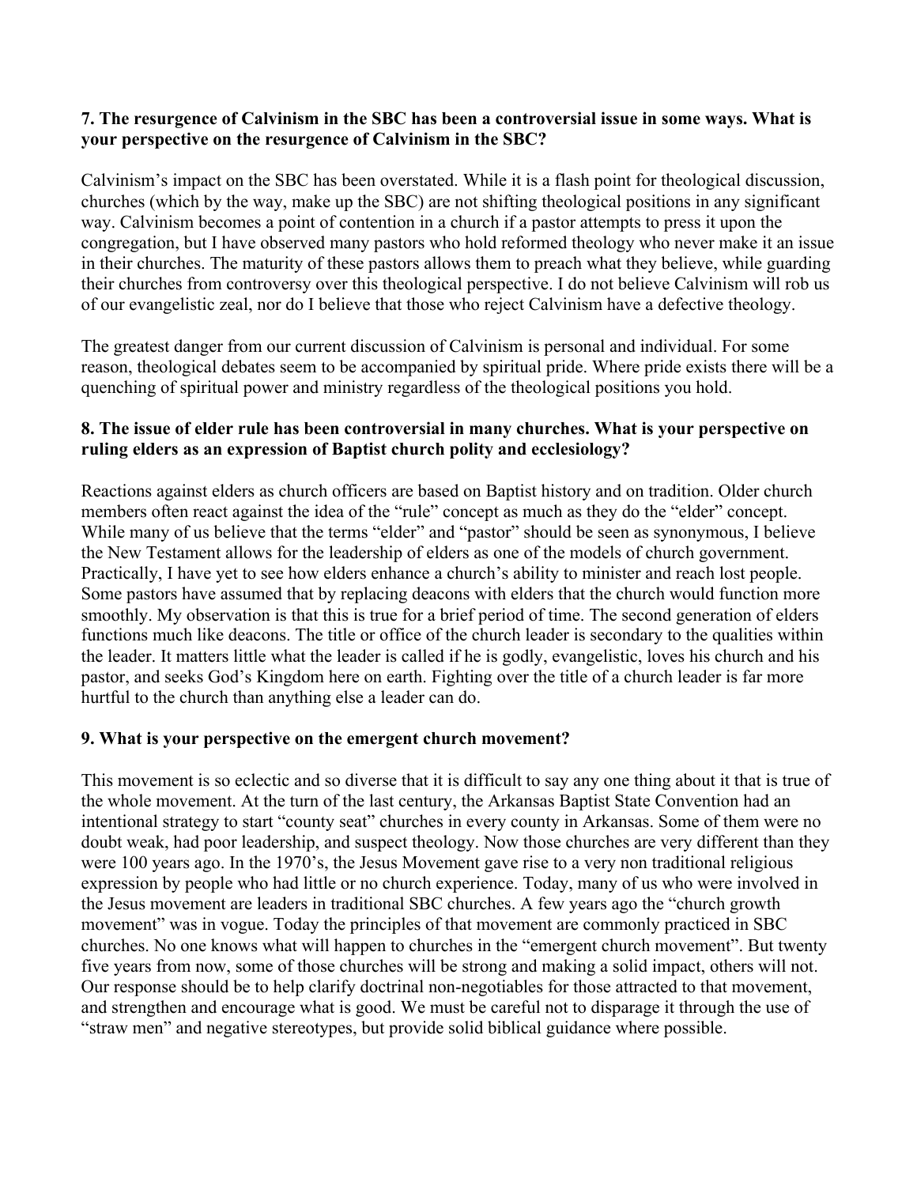**7. The resurgence of Calvinism in the SBC has been a controversial issue in some ways. What is your perspective on the resurgence of Calvinism in the SBC?**

Calvinism's impact on the SBC has been overstated. While it is a flash point for theological discussion, churches (which by the way, make up the SBC) are not shifting theological positions in any significant way. Calvinism becomes a point of contention in a church if a pastor attempts to press it upon the congregation, but I have observed many pastors who hold reformed theology who never make it an issue in their churches. The maturity of these pastors allows them to preach what they believe, while guarding their churches from controversy over this theological perspective. I do not believe Calvinism will rob us of our evangelistic zeal, nor do I believe that those who reject Calvinism have a defective theology.

The greatest danger from our current discussion of Calvinism is personal and individual. For some reason, theological debates seem to be accompanied by spiritual pride. Where pride exists there will be a quenching of spiritual power and ministry regardless of the theological positions you hold.

**8. The issue of elder rule has been controversial in many churches. What is your perspective on ruling elders as an expression of Baptist church polity and ecclesiology?**

Reactions against elders as church officers are based on Baptist history and on tradition. Older church members often react against the idea of the "rule" concept as much as they do the "elder" concept. While many of us believe that the terms "elder" and "pastor" should be seen as synonymous, I believe the New Testament allows for the leadership of elders as one of the models of church government. Practically, I have yet to see how elders enhance a church's ability to minister and reach lost people. Some pastors have assumed that by replacing deacons with elders that the church would function more smoothly. My observation is that this is true for a brief period of time. The second generation of elders functions much like deacons. The title or office of the church leader is secondary to the qualities within the leader. It matters little what the leader is called if he is godly, evangelistic, loves his church and his pastor, and seeks God's Kingdom here on earth. Fighting over the title of a church leader is far more hurtful to the church than anything else a leader can do.

**9. What is your perspective on the emergent church movement?**

This movement is so eclectic and so diverse that it is difficult to say any one thing about it that is true of the whole movement. At the turn of the last century, the Arkansas Baptist State Convention had an intentional strategy to start "county seat" churches in every county in Arkansas. Some of them were no doubt weak, had poor leadership, and suspect theology. Now those churches are very different than they were 100 years ago. In the 1970's, the Jesus Movement gave rise to a very non traditional religious expression by people who had little or no church experience. Today, many of us who were involved in the Jesus movement are leaders in traditional SBC churches. A few years ago the "church growth movement" was in vogue. Today the principles of that movement are commonly practiced in SBC churches. No one knows what will happen to churches in the "emergent church movement". But twenty five years from now, some of those churches will be strong and making a solid impact, others will not. Our response should be to help clarify doctrinal non-negotiables for those attracted to that movement, and strengthen and encourage what is good. We must be careful not to disparage it through the use of "straw men" and negative stereotypes, but provide solid biblical guidance where possible.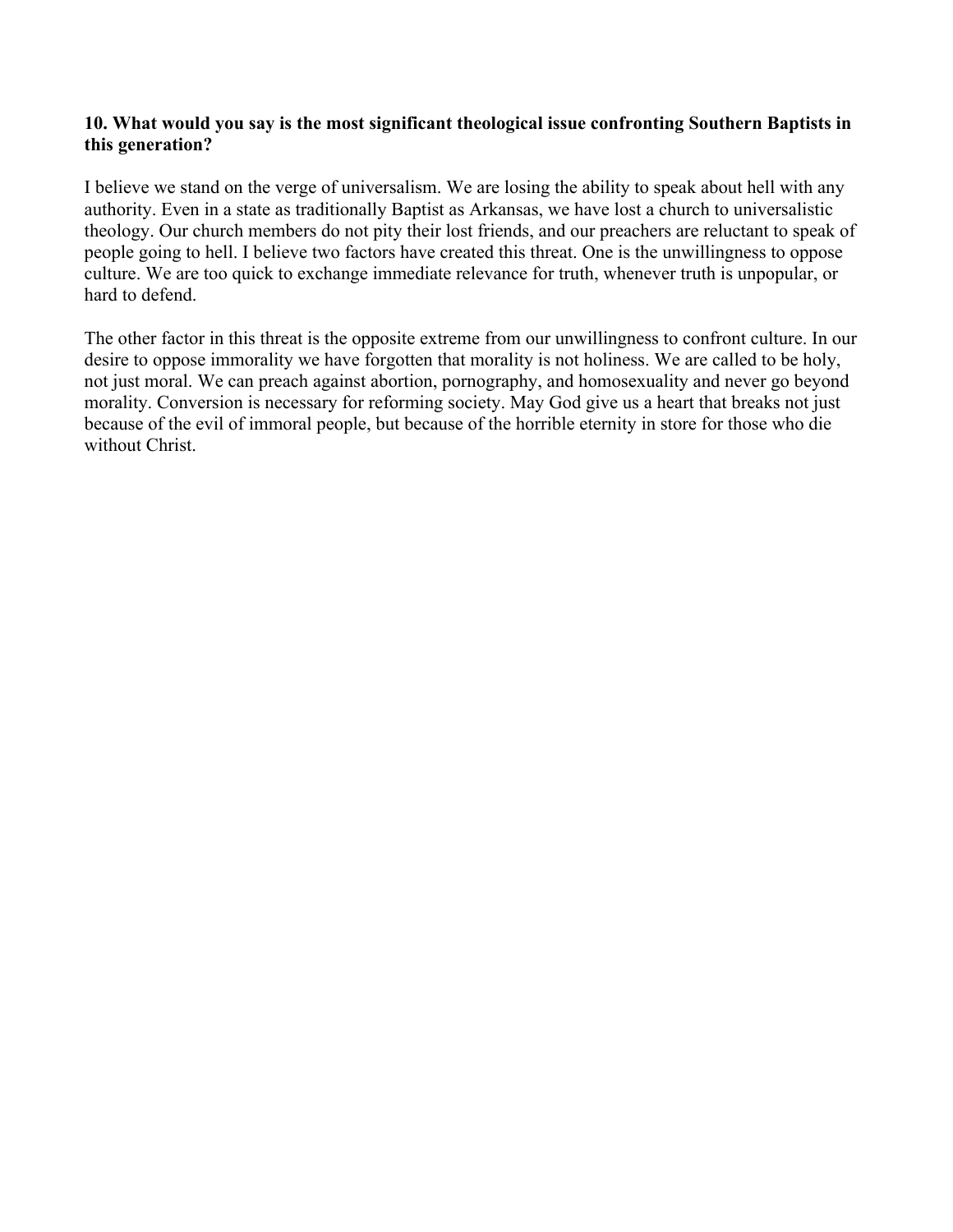**10. What would you say is the most significant theological issue confronting Southern Baptists in this generation?**

I believe we stand on the verge of universalism. We are losing the ability to speak about hell with any authority. Even in a state as traditionally Baptist as Arkansas, we have lost a church to universalistic theology. Our church members do not pity their lost friends, and our preachers are reluctant to speak of people going to hell. I believe two factors have created this threat. One is the unwillingness to oppose culture. We are too quick to exchange immediate relevance for truth, whenever truth is unpopular, or hard to defend.

The other factor in this threat is the opposite extreme from our unwillingness to confront culture. In our desire to oppose immorality we have forgotten that morality is not holiness. We are called to be holy, not just moral. We can preach against abortion, pornography, and homosexuality and never go beyond morality. Conversion is necessary for reforming society. May God give us a heart that breaks not just because of the evil of immoral people, but because of the horrible eternity in store for those who die without Christ.